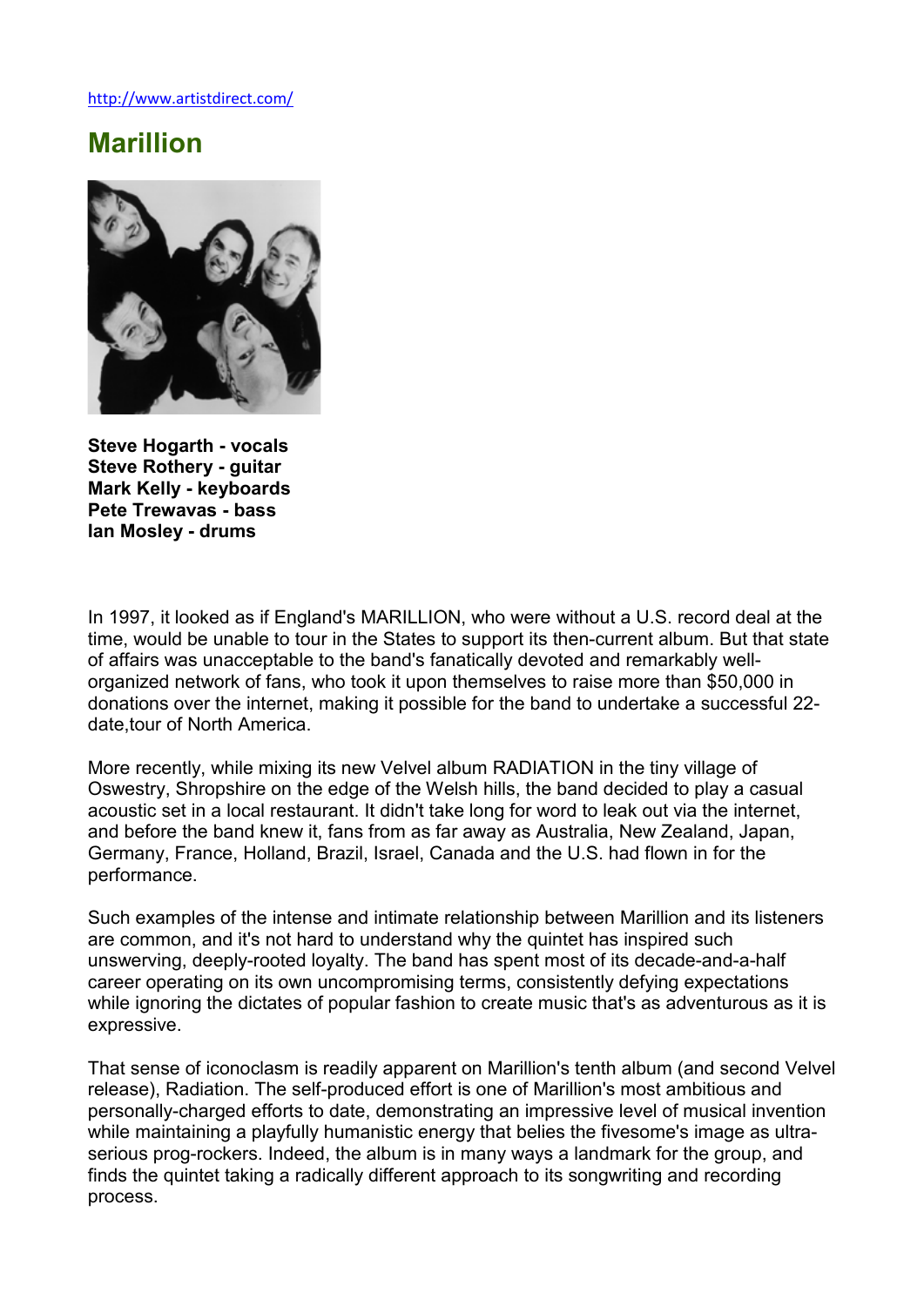http://www.artistdirect.com/

# Marillion

**Steve Hogarth - vocals**
**Steve Rothery - guitar**
**Mark Kelly - keyboards**
**Pete Trewavas - bass**
**Ian Mosley - drums**

In 1997, it looked as if England's MARILLION, who were without a U.S. record deal at the time, would be unable to tour in the States to support its then-current album. But that state of affairs was unacceptable to the band's fanatically devoted and remarkably well-organized network of fans, who took it upon themselves to raise more than $50,000 in donations over the internet, making it possible for the band to undertake a successful 22-date,tour of North America.

More recently, while mixing its new Velvel album RADIATION in the tiny village of Oswestry, Shropshire on the edge of the Welsh hills, the band decided to play a casual acoustic set in a local restaurant. It didn't take long for word to leak out via the internet, and before the band knew it, fans from as far away as Australia, New Zealand, Japan, Germany, France, Holland, Brazil, Israel, Canada and the U.S. had flown in for the performance.

Such examples of the intense and intimate relationship between Marillion and its listeners are common, and it's not hard to understand why the quintet has inspired such unswerving, deeply-rooted loyalty. The band has spent most of its decade-and-a-half career operating on its own uncompromising terms, consistently defying expectations while ignoring the dictates of popular fashion to create music that's as adventurous as it is expressive.

That sense of iconoclasm is readily apparent on Marillion's tenth album (and second Velvel release), Radiation. The self-produced effort is one of Marillion's most ambitious and personally-charged efforts to date, demonstrating an impressive level of musical invention while maintaining a playfully humanistic energy that belies the fivesome's image as ultra-serious prog-rockers. Indeed, the album is in many ways a landmark for the group, and finds the quintet taking a radically different approach to its songwriting and recording process.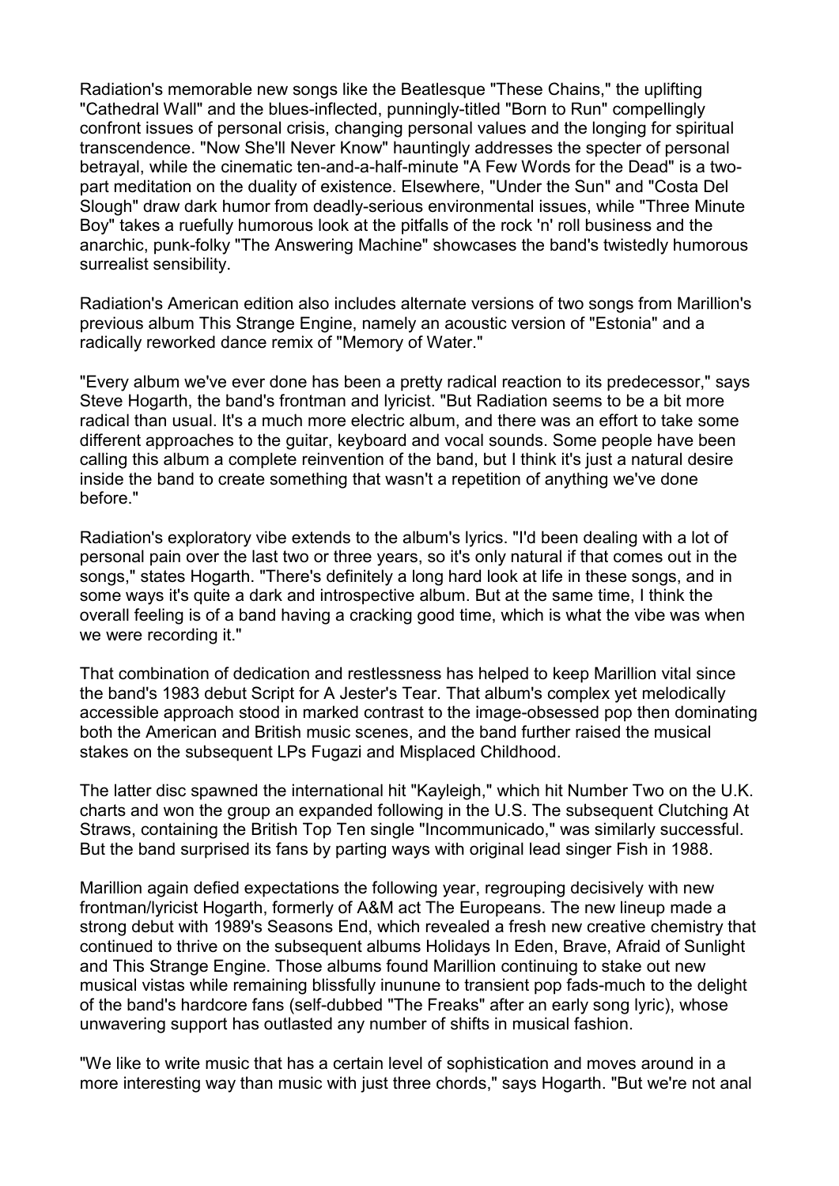Radiation's memorable new songs like the Beatlesque "These Chains," the uplifting "Cathedral Wall" and the blues-inflected, punningly-titled "Born to Run" compellingly confront issues of personal crisis, changing personal values and the longing for spiritual transcendence. "Now She'll Never Know" hauntingly addresses the specter of personal betrayal, while the cinematic ten-and-a-half-minute "A Few Words for the Dead" is a two-part meditation on the duality of existence. Elsewhere, "Under the Sun" and "Costa Del Slough" draw dark humor from deadly-serious environmental issues, while "Three Minute Boy" takes a ruefully humorous look at the pitfalls of the rock 'n' roll business and the anarchic, punk-folky "The Answering Machine" showcases the band's twistedly humorous surrealist sensibility.

Radiation's American edition also includes alternate versions of two songs from Marillion's previous album This Strange Engine, namely an acoustic version of "Estonia" and a radically reworked dance remix of "Memory of Water."

"Every album we've ever done has been a pretty radical reaction to its predecessor," says Steve Hogarth, the band's frontman and lyricist. "But Radiation seems to be a bit more radical than usual. It's a much more electric album, and there was an effort to take some different approaches to the guitar, keyboard and vocal sounds. Some people have been calling this album a complete reinvention of the band, but I think it's just a natural desire inside the band to create something that wasn't a repetition of anything we've done before."

Radiation's exploratory vibe extends to the album's lyrics. "I'd been dealing with a lot of personal pain over the last two or three years, so it's only natural if that comes out in the songs," states Hogarth. "There's definitely a long hard look at life in these songs, and in some ways it's quite a dark and introspective album. But at the same time, I think the overall feeling is of a band having a cracking good time, which is what the vibe was when we were recording it."

That combination of dedication and restlessness has helped to keep Marillion vital since the band's 1983 debut Script for A Jester's Tear. That album's complex yet melodically accessible approach stood in marked contrast to the image-obsessed pop then dominating both the American and British music scenes, and the band further raised the musical stakes on the subsequent LPs Fugazi and Misplaced Childhood.

The latter disc spawned the international hit "Kayleigh," which hit Number Two on the U.K. charts and won the group an expanded following in the U.S. The subsequent Clutching At Straws, containing the British Top Ten single "Incommunicado," was similarly successful. But the band surprised its fans by parting ways with original lead singer Fish in 1988.

Marillion again defied expectations the following year, regrouping decisively with new frontman/lyricist Hogarth, formerly of A&M act The Europeans. The new lineup made a strong debut with 1989's Seasons End, which revealed a fresh new creative chemistry that continued to thrive on the subsequent albums Holidays In Eden, Brave, Afraid of Sunlight and This Strange Engine. Those albums found Marillion continuing to stake out new musical vistas while remaining blissfully inunune to transient pop fads-much to the delight of the band's hardcore fans (self-dubbed "The Freaks" after an early song lyric), whose unwavering support has outlasted any number of shifts in musical fashion.

"We like to write music that has a certain level of sophistication and moves around in a more interesting way than music with just three chords," says Hogarth. "But we're not anal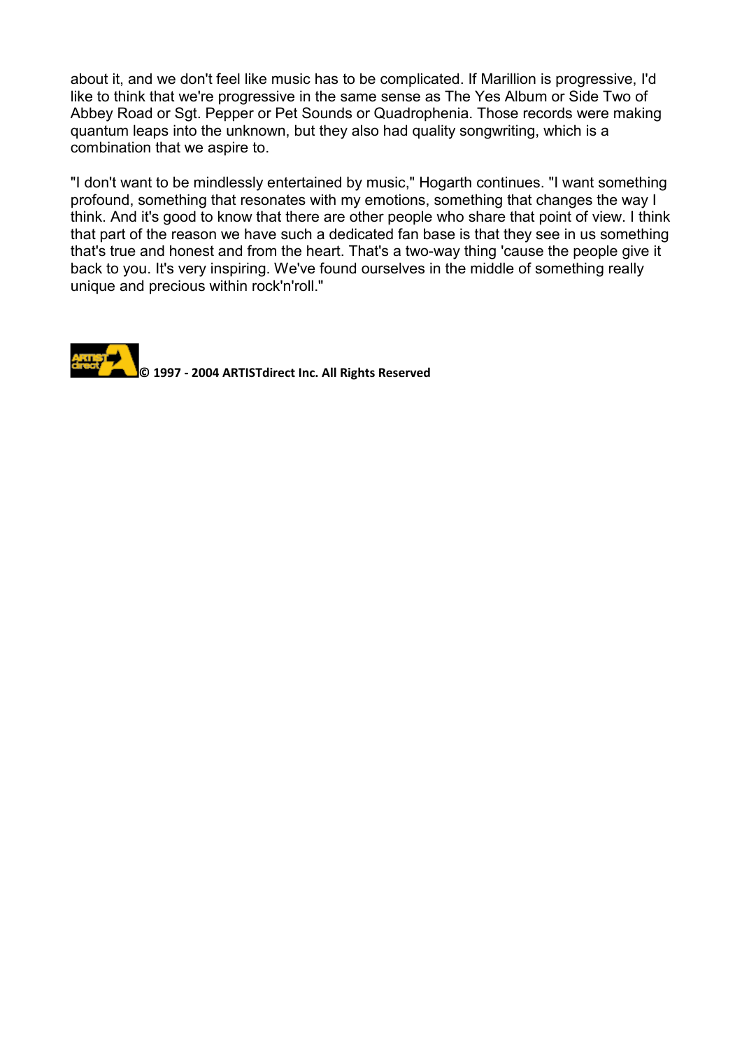about it, and we don't feel like music has to be complicated. If Marillion is progressive, I'd like to think that we're progressive in the same sense as The Yes Album or Side Two of Abbey Road or Sgt. Pepper or Pet Sounds or Quadrophenia. Those records were making quantum leaps into the unknown, but they also had quality songwriting, which is a combination that we aspire to.

"I don't want to be mindlessly entertained by music," Hogarth continues. "I want something profound, something that resonates with my emotions, something that changes the way I think. And it's good to know that there are other people who share that point of view. I think that part of the reason we have such a dedicated fan base is that they see in us something that's true and honest and from the heart. That's a two-way thing 'cause the people give it back to you. It's very inspiring. We've found ourselves in the middle of something really unique and precious within rock'n'roll."

**© 1997 - 2004 ARTISTdirect Inc. All Rights Reserved**